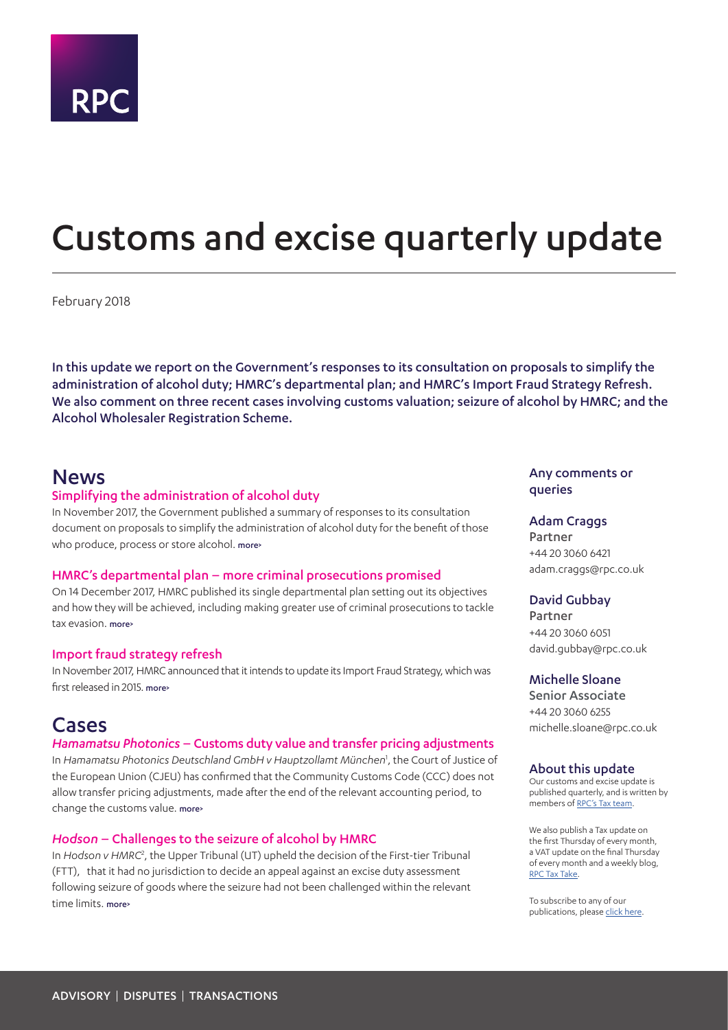RPC

# Customs and excise quarterly update

February 2018

In this update we report on the Government's responses to its consultation on proposals to simplify the administration of alcohol duty; HMRC's departmental plan; and HMRC's Import Fraud Strategy Refresh. We also comment on three recent cases involving customs valuation; seizure of alcohol by HMRC; and the Alcohol Wholesaler Registration Scheme.

## News

### Simplifying the administration of alcohol duty

In November 2017, the Government published a summary of responses to its consultation document on proposals to simplify the administration of alcohol duty for the benefit of those who produce, process or store alcohol. more›

### HMRC's departmental plan – more criminal prosecutions promised

On 14 December 2017, HMRC published its single departmental plan setting out its objectives and how they will be achieved, including making greater use of criminal prosecutions to tackle tax evasion. more›

### Import fraud strategy refresh

In November 2017, HMRC announced that it intends to update its Import Fraud Strategy, which was first released in 2015. more›

## Cases

### *Hamamatsu Photonics* – Customs duty value and transfer pricing adjustments

In *Hamamatsu Photonics Deutschland GmbH v Hauptzollamt München*[1], the Court of Justice of the European Union (CJEU) has confirmed that the Community Customs Code (CCC) does not allow transfer pricing adjustments, made after the end of the relevant accounting period, to change the customs value. more›

### *Hodson* – Challenges to the seizure of alcohol by HMRC

In *Hodson v HMRC*[2], the Upper Tribunal (UT) upheld the decision of the First-tier Tribunal (FTT), that it had no jurisdiction to decide an appeal against an excise duty assessment following seizure of goods where the seizure had not been challenged within the relevant time limits. more›

### Any comments or queries

**Adam Craggs**
Partner
+44 20 3060 6421
adam.craggs@rpc.co.uk

**David Gubbay**
Partner
+44 20 3060 6051
david.gubbay@rpc.co.uk

**Michelle Sloane**
Senior Associate
+44 20 3060 6255
michelle.sloane@rpc.co.uk

### About this update

Our customs and excise update is published quarterly, and is written by members of RPC's Tax team.

We also publish a Tax update on the first Thursday of every month, a VAT update on the final Thursday of every month and a weekly blog, RPC Tax Take.

To subscribe to any of our publications, please click here.

ADVISORY | DISPUTES | TRANSACTIONS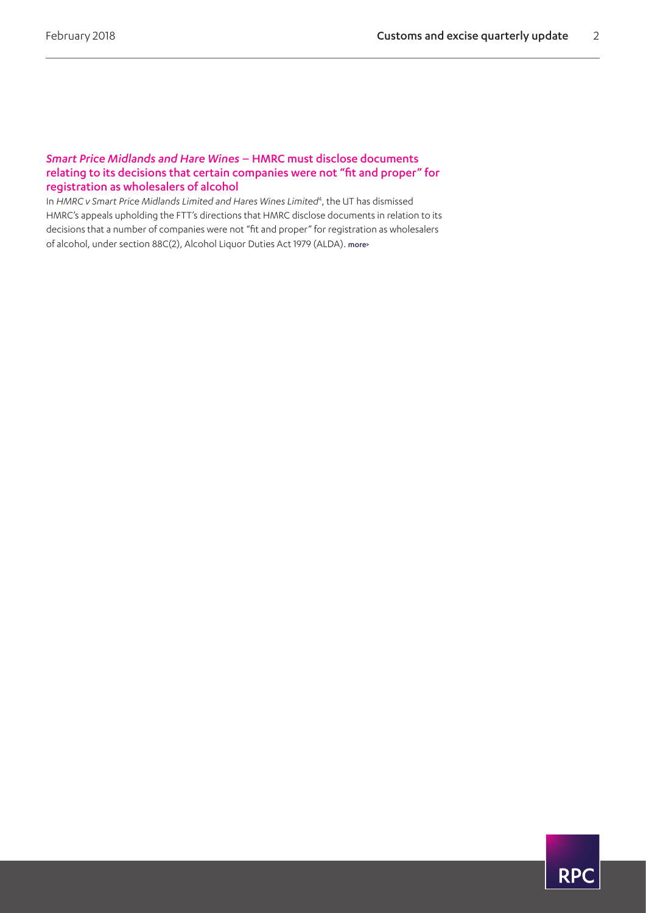### *Smart Price Midlands and Hare Wines* – HMRC must disclose documents relating to its decisions that certain companies were not "fit and proper" for registration as wholesalers of alcohol

In *HMRC v Smart Price Midlands Limited and Hares Wines Limited*[4], the UT has dismissed HMRC's appeals upholding the FTT's directions that HMRC disclose documents in relation to its decisions that a number of companies were not "fit and proper" for registration as wholesalers of alcohol, under section 88C(2), Alcohol Liquor Duties Act 1979 (ALDA). more›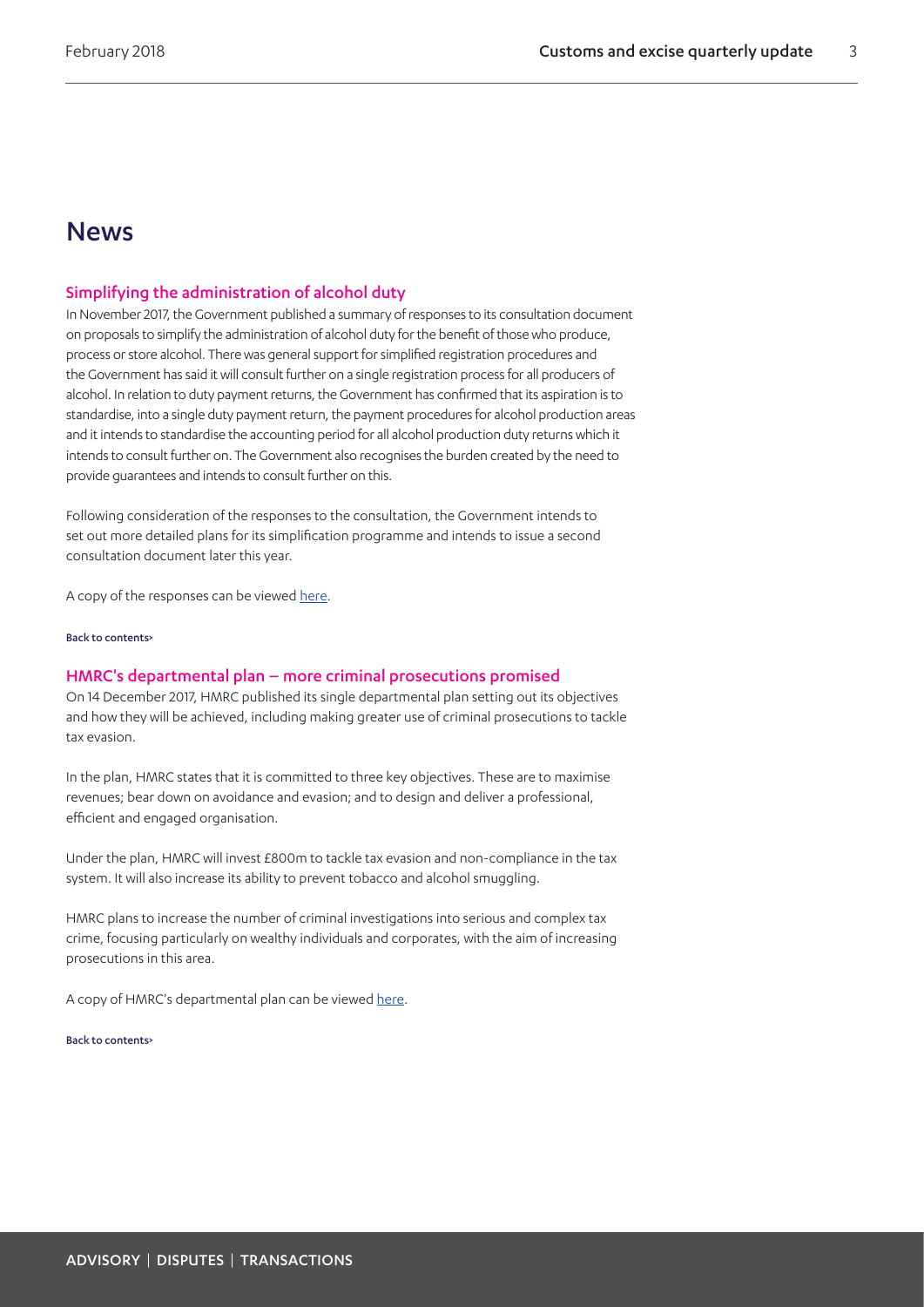# News

## Simplifying the administration of alcohol duty

In November 2017, the Government published a summary of responses to its consultation document on proposals to simplify the administration of alcohol duty for the benefit of those who produce, process or store alcohol. There was general support for simplified registration procedures and the Government has said it will consult further on a single registration process for all producers of alcohol. In relation to duty payment returns, the Government has confirmed that its aspiration is to standardise, into a single duty payment return, the payment procedures for alcohol production areas and it intends to standardise the accounting period for all alcohol production duty returns which it intends to consult further on. The Government also recognises the burden created by the need to provide guarantees and intends to consult further on this.

Following consideration of the responses to the consultation, the Government intends to set out more detailed plans for its simplification programme and intends to issue a second consultation document later this year.

A copy of the responses can be viewed here.

Back to contents>

## HMRC's departmental plan – more criminal prosecutions promised

On 14 December 2017, HMRC published its single departmental plan setting out its objectives and how they will be achieved, including making greater use of criminal prosecutions to tackle tax evasion.

In the plan, HMRC states that it is committed to three key objectives. These are to maximise revenues; bear down on avoidance and evasion; and to design and deliver a professional, efficient and engaged organisation.

Under the plan, HMRC will invest £800m to tackle tax evasion and non-compliance in the tax system. It will also increase its ability to prevent tobacco and alcohol smuggling.

HMRC plans to increase the number of criminal investigations into serious and complex tax crime, focusing particularly on wealthy individuals and corporates, with the aim of increasing prosecutions in this area.

A copy of HMRC's departmental plan can be viewed here.

Back to contents>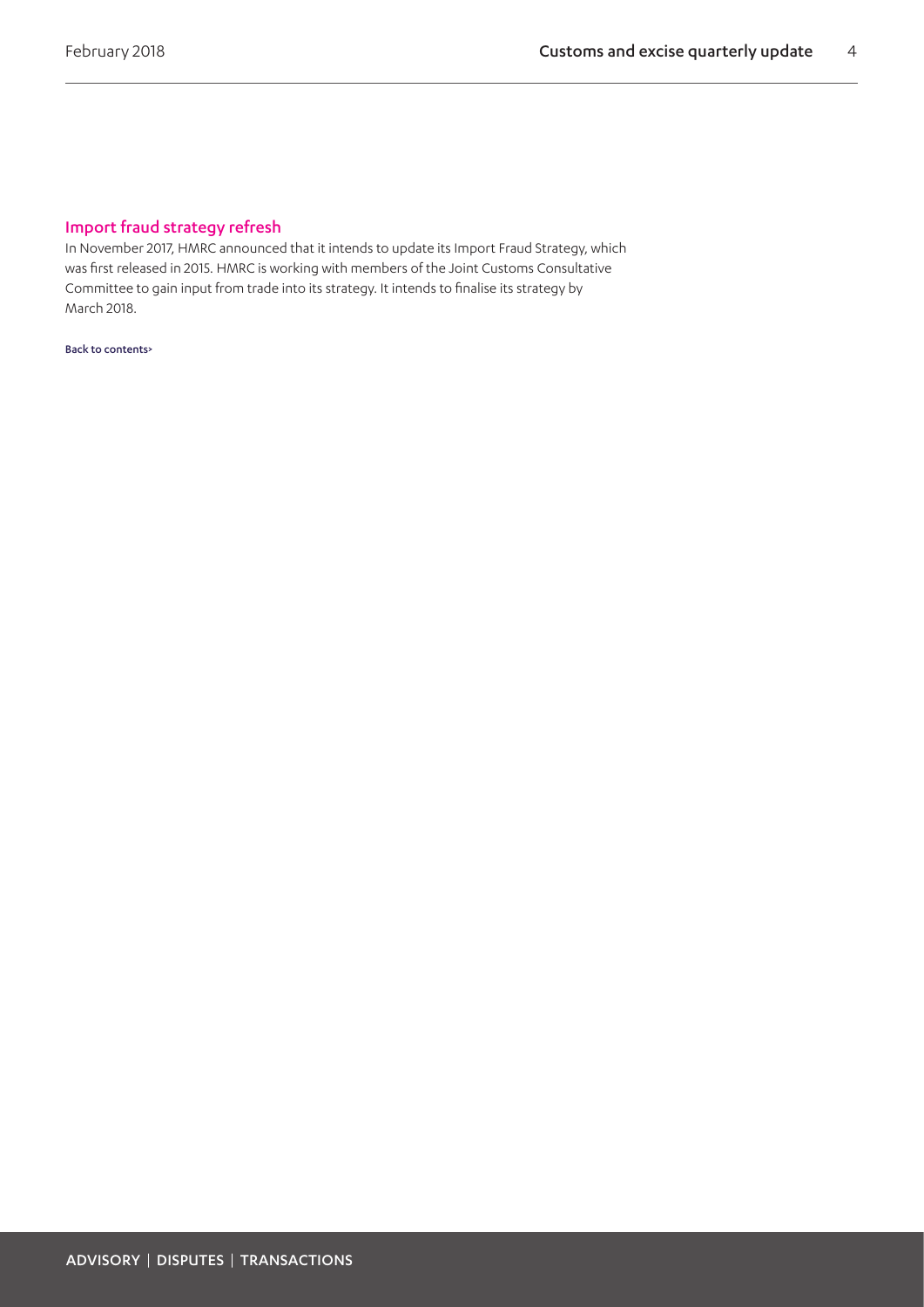## Import fraud strategy refresh

In November 2017, HMRC announced that it intends to update its Import Fraud Strategy, which was first released in 2015. HMRC is working with members of the Joint Customs Consultative Committee to gain input from trade into its strategy. It intends to finalise its strategy by March 2018.

Back to contents>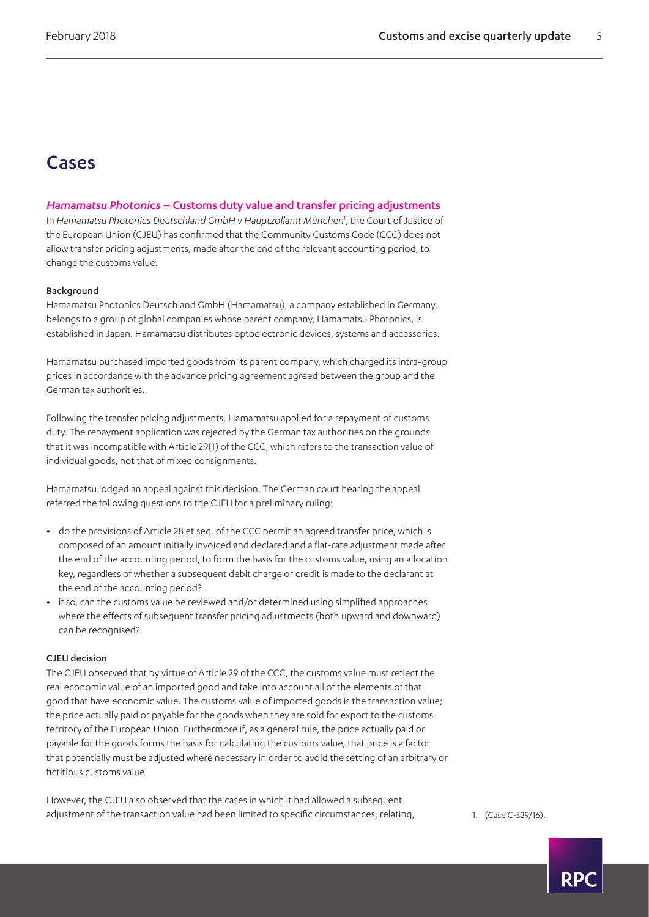# Cases

## *Hamamatsu Photonics* – Customs duty value and transfer pricing adjustments

In *Hamamatsu Photonics Deutschland GmbH v Hauptzollamt München*[1], the Court of Justice of the European Union (CJEU) has confirmed that the Community Customs Code (CCC) does not allow transfer pricing adjustments, made after the end of the relevant accounting period, to change the customs value.

### Background

Hamamatsu Photonics Deutschland GmbH (Hamamatsu), a company established in Germany, belongs to a group of global companies whose parent company, Hamamatsu Photonics, is established in Japan. Hamamatsu distributes optoelectronic devices, systems and accessories.

Hamamatsu purchased imported goods from its parent company, which charged its intra-group prices in accordance with the advance pricing agreement agreed between the group and the German tax authorities.

Following the transfer pricing adjustments, Hamamatsu applied for a repayment of customs duty. The repayment application was rejected by the German tax authorities on the grounds that it was incompatible with Article 29(1) of the CCC, which refers to the transaction value of individual goods, not that of mixed consignments.

Hamamatsu lodged an appeal against this decision. The German court hearing the appeal referred the following questions to the CJEU for a preliminary ruling:

- do the provisions of Article 28 et seq. of the CCC permit an agreed transfer price, which is composed of an amount initially invoiced and declared and a flat-rate adjustment made after the end of the accounting period, to form the basis for the customs value, using an allocation key, regardless of whether a subsequent debit charge or credit is made to the declarant at the end of the accounting period?
- if so, can the customs value be reviewed and/or determined using simplified approaches where the effects of subsequent transfer pricing adjustments (both upward and downward) can be recognised?

### CJEU decision

The CJEU observed that by virtue of Article 29 of the CCC, the customs value must reflect the real economic value of an imported good and take into account all of the elements of that good that have economic value. The customs value of imported goods is the transaction value; the price actually paid or payable for the goods when they are sold for export to the customs territory of the European Union. Furthermore if, as a general rule, the price actually paid or payable for the goods forms the basis for calculating the customs value, that price is a factor that potentially must be adjusted where necessary in order to avoid the setting of an arbitrary or fictitious customs value.

However, the CJEU also observed that the cases in which it had allowed a subsequent adjustment of the transaction value had been limited to specific circumstances, relating,

1. (Case C-529/16).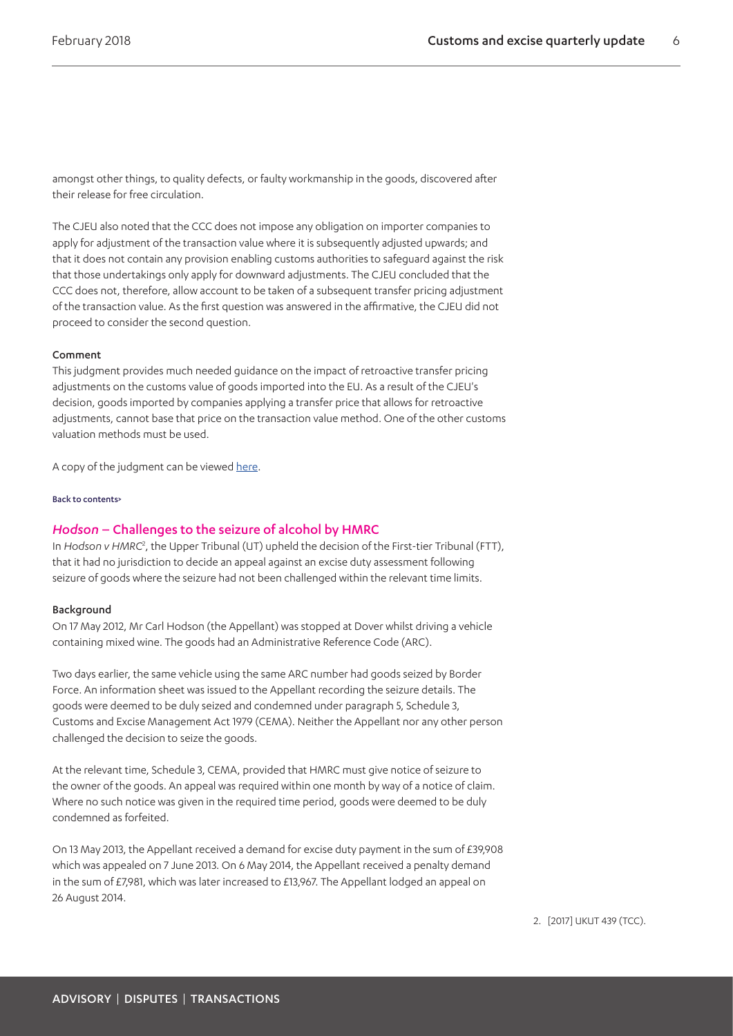amongst other things, to quality defects, or faulty workmanship in the goods, discovered after their release for free circulation.

The CJEU also noted that the CCC does not impose any obligation on importer companies to apply for adjustment of the transaction value where it is subsequently adjusted upwards; and that it does not contain any provision enabling customs authorities to safeguard against the risk that those undertakings only apply for downward adjustments. The CJEU concluded that the CCC does not, therefore, allow account to be taken of a subsequent transfer pricing adjustment of the transaction value. As the first question was answered in the affirmative, the CJEU did not proceed to consider the second question.

#### Comment

This judgment provides much needed guidance on the impact of retroactive transfer pricing adjustments on the customs value of goods imported into the EU. As a result of the CJEU's decision, goods imported by companies applying a transfer price that allows for retroactive adjustments, cannot base that price on the transaction value method. One of the other customs valuation methods must be used.

A copy of the judgment can be viewed here.

Back to contents>

### *Hodson* – Challenges to the seizure of alcohol by HMRC

In *Hodson v HMRC*[2], the Upper Tribunal (UT) upheld the decision of the First-tier Tribunal (FTT), that it had no jurisdiction to decide an appeal against an excise duty assessment following seizure of goods where the seizure had not been challenged within the relevant time limits.

#### Background

On 17 May 2012, Mr Carl Hodson (the Appellant) was stopped at Dover whilst driving a vehicle containing mixed wine. The goods had an Administrative Reference Code (ARC).

Two days earlier, the same vehicle using the same ARC number had goods seized by Border Force. An information sheet was issued to the Appellant recording the seizure details. The goods were deemed to be duly seized and condemned under paragraph 5, Schedule 3, Customs and Excise Management Act 1979 (CEMA). Neither the Appellant nor any other person challenged the decision to seize the goods.

At the relevant time, Schedule 3, CEMA, provided that HMRC must give notice of seizure to the owner of the goods. An appeal was required within one month by way of a notice of claim. Where no such notice was given in the required time period, goods were deemed to be duly condemned as forfeited.

On 13 May 2013, the Appellant received a demand for excise duty payment in the sum of £39,908 which was appealed on 7 June 2013. On 6 May 2014, the Appellant received a penalty demand in the sum of £7,981, which was later increased to £13,967. The Appellant lodged an appeal on 26 August 2014.

2. [2017] UKUT 439 (TCC).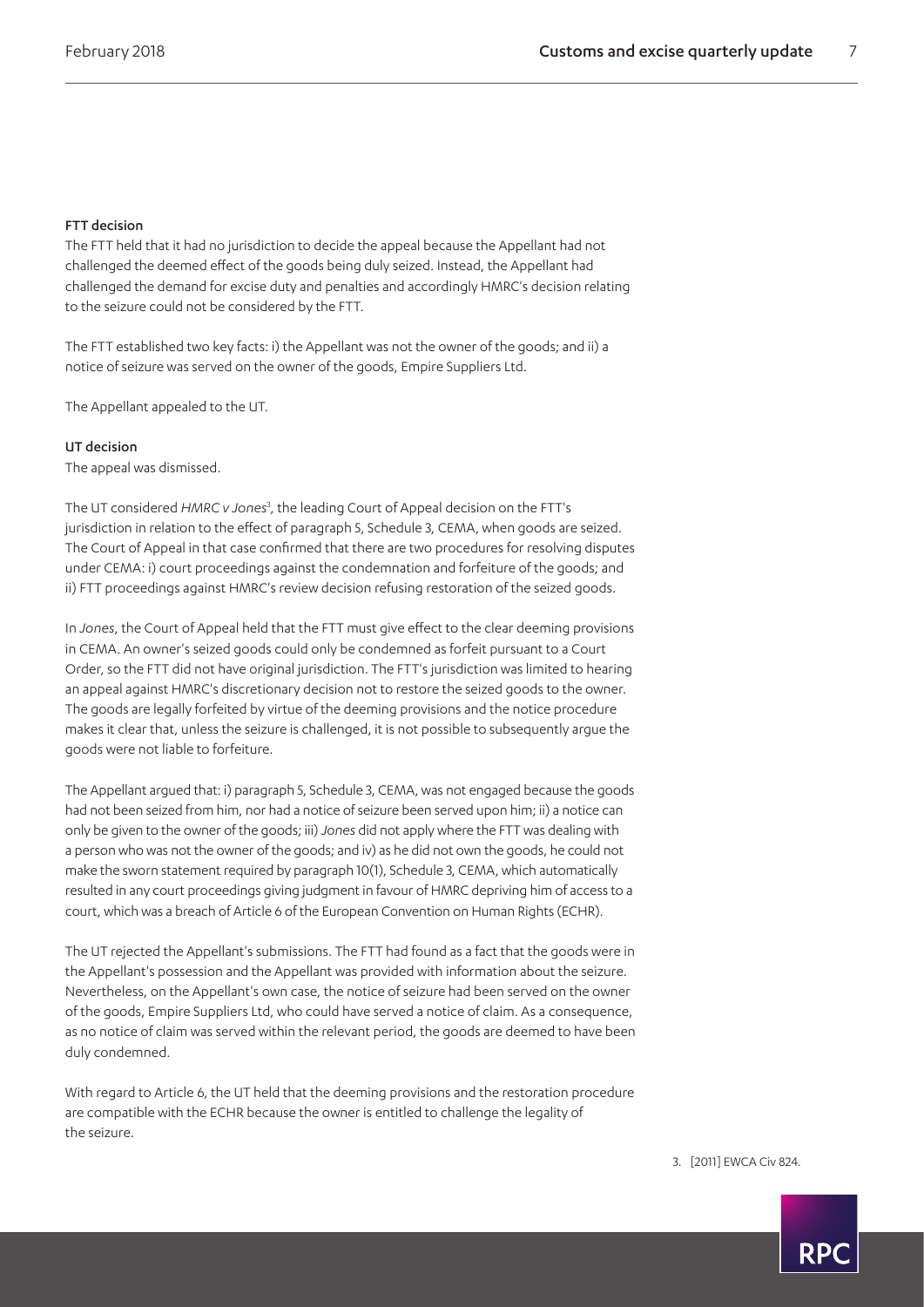#### FTT decision

The FTT held that it had no jurisdiction to decide the appeal because the Appellant had not challenged the deemed effect of the goods being duly seized. Instead, the Appellant had challenged the demand for excise duty and penalties and accordingly HMRC's decision relating to the seizure could not be considered by the FTT.

The FTT established two key facts: i) the Appellant was not the owner of the goods; and ii) a notice of seizure was served on the owner of the goods, Empire Suppliers Ltd.

The Appellant appealed to the UT.

#### UT decision

The appeal was dismissed.

The UT considered *HMRC v Jones*[3], the leading Court of Appeal decision on the FTT's jurisdiction in relation to the effect of paragraph 5, Schedule 3, CEMA, when goods are seized. The Court of Appeal in that case confirmed that there are two procedures for resolving disputes under CEMA: i) court proceedings against the condemnation and forfeiture of the goods; and ii) FTT proceedings against HMRC's review decision refusing restoration of the seized goods.

In *Jones*, the Court of Appeal held that the FTT must give effect to the clear deeming provisions in CEMA. An owner's seized goods could only be condemned as forfeit pursuant to a Court Order, so the FTT did not have original jurisdiction. The FTT's jurisdiction was limited to hearing an appeal against HMRC's discretionary decision not to restore the seized goods to the owner. The goods are legally forfeited by virtue of the deeming provisions and the notice procedure makes it clear that, unless the seizure is challenged, it is not possible to subsequently argue the goods were not liable to forfeiture.

The Appellant argued that: i) paragraph 5, Schedule 3, CEMA, was not engaged because the goods had not been seized from him, nor had a notice of seizure been served upon him; ii) a notice can only be given to the owner of the goods; iii) *Jones* did not apply where the FTT was dealing with a person who was not the owner of the goods; and iv) as he did not own the goods, he could not make the sworn statement required by paragraph 10(1), Schedule 3, CEMA, which automatically resulted in any court proceedings giving judgment in favour of HMRC depriving him of access to a court, which was a breach of Article 6 of the European Convention on Human Rights (ECHR).

The UT rejected the Appellant's submissions. The FTT had found as a fact that the goods were in the Appellant's possession and the Appellant was provided with information about the seizure. Nevertheless, on the Appellant's own case, the notice of seizure had been served on the owner of the goods, Empire Suppliers Ltd, who could have served a notice of claim. As a consequence, as no notice of claim was served within the relevant period, the goods are deemed to have been duly condemned.

With regard to Article 6, the UT held that the deeming provisions and the restoration procedure are compatible with the ECHR because the owner is entitled to challenge the legality of the seizure.

3. [2011] EWCA Civ 824.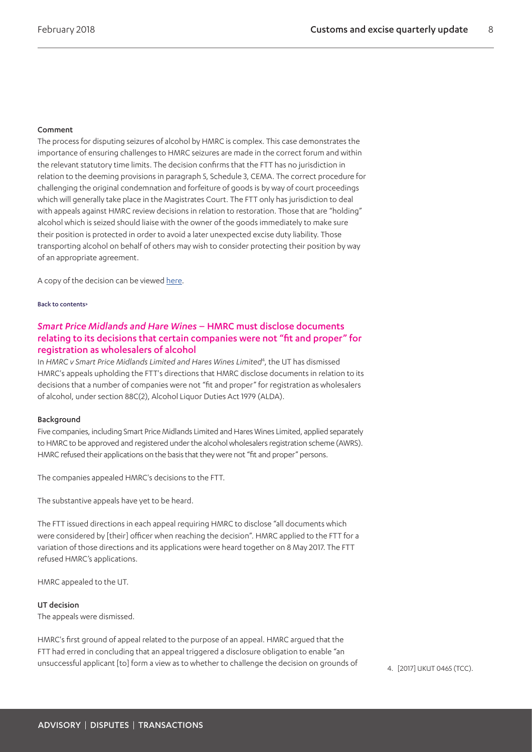#### Comment

The process for disputing seizures of alcohol by HMRC is complex. This case demonstrates the importance of ensuring challenges to HMRC seizures are made in the correct forum and within the relevant statutory time limits. The decision confirms that the FTT has no jurisdiction in relation to the deeming provisions in paragraph 5, Schedule 3, CEMA. The correct procedure for challenging the original condemnation and forfeiture of goods is by way of court proceedings which will generally take place in the Magistrates Court. The FTT only has jurisdiction to deal with appeals against HMRC review decisions in relation to restoration. Those that are "holding" alcohol which is seized should liaise with the owner of the goods immediately to make sure their position is protected in order to avoid a later unexpected excise duty liability. Those transporting alcohol on behalf of others may wish to consider protecting their position by way of an appropriate agreement.

A copy of the decision can be viewed here.

Back to contents>

### *Smart Price Midlands and Hare Wines* – HMRC must disclose documents relating to its decisions that certain companies were not "fit and proper" for registration as wholesalers of alcohol

In *HMRC v Smart Price Midlands Limited and Hares Wines Limited*[4], the UT has dismissed HMRC's appeals upholding the FTT's directions that HMRC disclose documents in relation to its decisions that a number of companies were not "fit and proper" for registration as wholesalers of alcohol, under section 88C(2), Alcohol Liquor Duties Act 1979 (ALDA).

#### Background

Five companies, including Smart Price Midlands Limited and Hares Wines Limited, applied separately to HMRC to be approved and registered under the alcohol wholesalers registration scheme (AWRS). HMRC refused their applications on the basis that they were not "fit and proper" persons.

The companies appealed HMRC's decisions to the FTT.

The substantive appeals have yet to be heard.

The FTT issued directions in each appeal requiring HMRC to disclose "all documents which were considered by [their] officer when reaching the decision". HMRC applied to the FTT for a variation of those directions and its applications were heard together on 8 May 2017. The FTT refused HMRC's applications.

HMRC appealed to the UT.

#### UT decision

The appeals were dismissed.

HMRC's first ground of appeal related to the purpose of an appeal. HMRC argued that the FTT had erred in concluding that an appeal triggered a disclosure obligation to enable "an unsuccessful applicant [to] form a view as to whether to challenge the decision on grounds of

4. [2017] UKUT 0465 (TCC).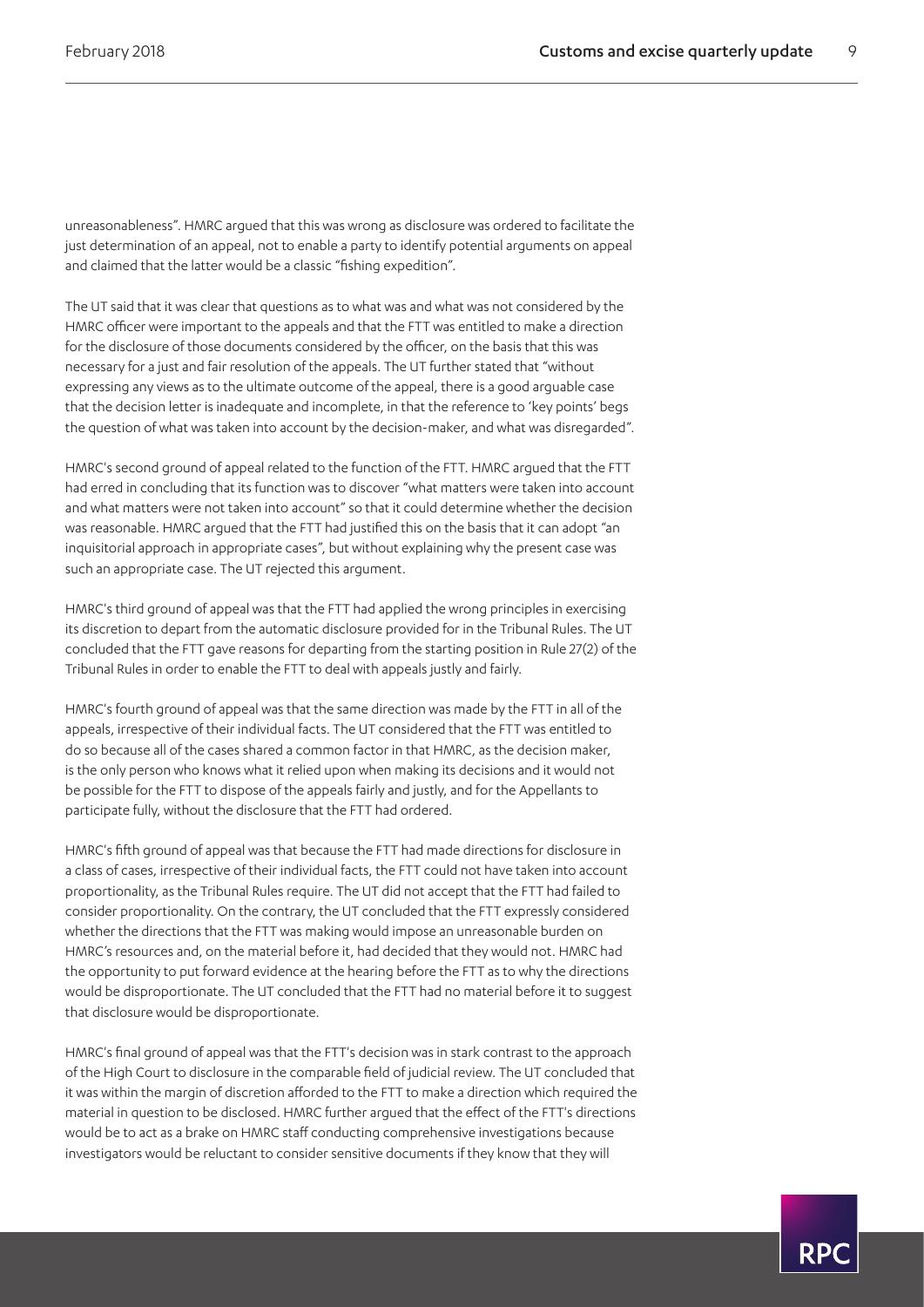unreasonableness". HMRC argued that this was wrong as disclosure was ordered to facilitate the just determination of an appeal, not to enable a party to identify potential arguments on appeal and claimed that the latter would be a classic "fishing expedition".

The UT said that it was clear that questions as to what was and what was not considered by the HMRC officer were important to the appeals and that the FTT was entitled to make a direction for the disclosure of those documents considered by the officer, on the basis that this was necessary for a just and fair resolution of the appeals. The UT further stated that "without expressing any views as to the ultimate outcome of the appeal, there is a good arguable case that the decision letter is inadequate and incomplete, in that the reference to 'key points' begs the question of what was taken into account by the decision-maker, and what was disregarded".

HMRC's second ground of appeal related to the function of the FTT. HMRC argued that the FTT had erred in concluding that its function was to discover "what matters were taken into account and what matters were not taken into account" so that it could determine whether the decision was reasonable. HMRC argued that the FTT had justified this on the basis that it can adopt "an inquisitorial approach in appropriate cases", but without explaining why the present case was such an appropriate case. The UT rejected this argument.

HMRC's third ground of appeal was that the FTT had applied the wrong principles in exercising its discretion to depart from the automatic disclosure provided for in the Tribunal Rules. The UT concluded that the FTT gave reasons for departing from the starting position in Rule 27(2) of the Tribunal Rules in order to enable the FTT to deal with appeals justly and fairly.

HMRC's fourth ground of appeal was that the same direction was made by the FTT in all of the appeals, irrespective of their individual facts. The UT considered that the FTT was entitled to do so because all of the cases shared a common factor in that HMRC, as the decision maker, is the only person who knows what it relied upon when making its decisions and it would not be possible for the FTT to dispose of the appeals fairly and justly, and for the Appellants to participate fully, without the disclosure that the FTT had ordered.

HMRC's fifth ground of appeal was that because the FTT had made directions for disclosure in a class of cases, irrespective of their individual facts, the FTT could not have taken into account proportionality, as the Tribunal Rules require. The UT did not accept that the FTT had failed to consider proportionality. On the contrary, the UT concluded that the FTT expressly considered whether the directions that the FTT was making would impose an unreasonable burden on HMRC's resources and, on the material before it, had decided that they would not. HMRC had the opportunity to put forward evidence at the hearing before the FTT as to why the directions would be disproportionate. The UT concluded that the FTT had no material before it to suggest that disclosure would be disproportionate.

HMRC's final ground of appeal was that the FTT's decision was in stark contrast to the approach of the High Court to disclosure in the comparable field of judicial review. The UT concluded that it was within the margin of discretion afforded to the FTT to make a direction which required the material in question to be disclosed. HMRC further argued that the effect of the FTT's directions would be to act as a brake on HMRC staff conducting comprehensive investigations because investigators would be reluctant to consider sensitive documents if they know that they will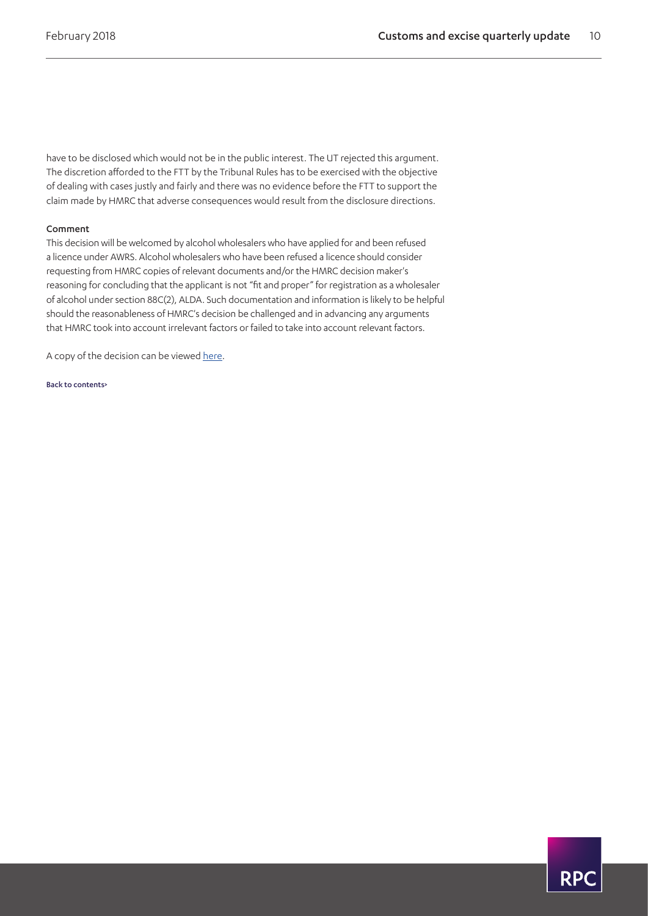have to be disclosed which would not be in the public interest. The UT rejected this argument. The discretion afforded to the FTT by the Tribunal Rules has to be exercised with the objective of dealing with cases justly and fairly and there was no evidence before the FTT to support the claim made by HMRC that adverse consequences would result from the disclosure directions.

#### Comment

This decision will be welcomed by alcohol wholesalers who have applied for and been refused a licence under AWRS. Alcohol wholesalers who have been refused a licence should consider requesting from HMRC copies of relevant documents and/or the HMRC decision maker's reasoning for concluding that the applicant is not "fit and proper" for registration as a wholesaler of alcohol under section 88C(2), ALDA. Such documentation and information is likely to be helpful should the reasonableness of HMRC's decision be challenged and in advancing any arguments that HMRC took into account irrelevant factors or failed to take into account relevant factors.

A copy of the decision can be viewed here.

Back to contents>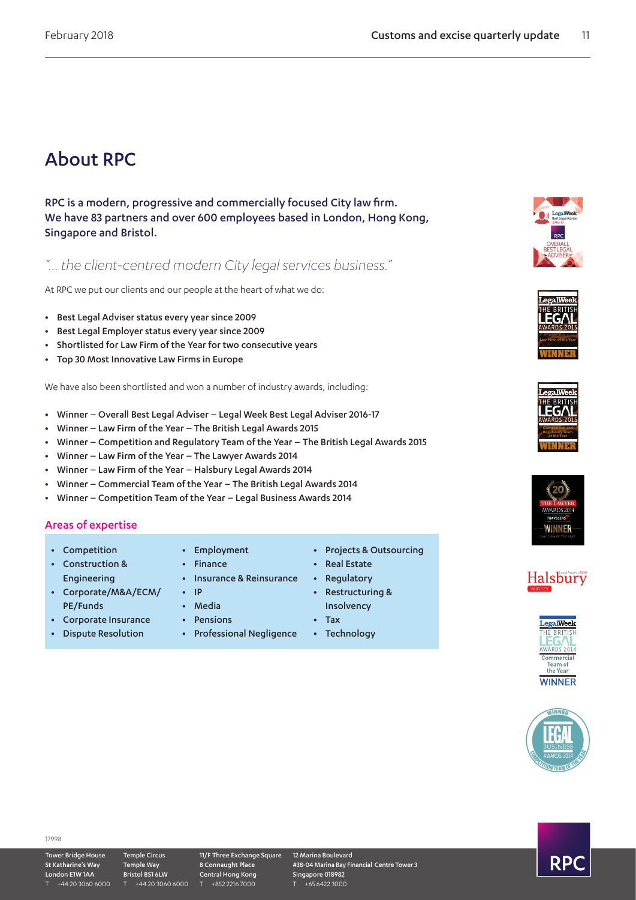# About RPC

**RPC is a modern, progressive and commercially focused City law firm. We have 83 partners and over 600 employees based in London, Hong Kong, Singapore and Bristol.**

*"... the client-centred modern City legal services business."*

At RPC we put our clients and our people at the heart of what we do:

- Best Legal Adviser status every year since 2009
- Best Legal Employer status every year since 2009
- Shortlisted for Law Firm of the Year for two consecutive years
- Top 30 Most Innovative Law Firms in Europe

We have also been shortlisted and won a number of industry awards, including:

- Winner – Overall Best Legal Adviser – Legal Week Best Legal Adviser 2016-17
- Winner – Law Firm of the Year – The British Legal Awards 2015
- Winner – Competition and Regulatory Team of the Year – The British Legal Awards 2015
- Winner – Law Firm of the Year – The Lawyer Awards 2014
- Winner – Law Firm of the Year – Halsbury Legal Awards 2014
- Winner – Commercial Team of the Year – The British Legal Awards 2014
- Winner – Competition Team of the Year – Legal Business Awards 2014

## Areas of expertise

- Competition
- Construction & Engineering
- Corporate/M&A/ECM/PE/Funds
- Corporate Insurance
- Dispute Resolution
- Employment
- Finance
- Insurance & Reinsurance
- IP
- Media
- Pensions
- Professional Negligence
- Projects & Outsourcing
- Real Estate
- Regulatory
- Restructuring & Insolvency
- Tax
- Technology

17998

**Tower Bridge House**
**St Katharine's Way**
**London E1W 1AA**
T +44 20 3060 6000

**Temple Circus**
**Temple Way**
**Bristol BS1 6LW**
T +44 20 3060 6000

**11/F Three Exchange Square**
**8 Connaught Place**
**Central Hong Kong**
T +852 2216 7000

**12 Marina Boulevard**
**#38-04 Marina Bay Financial Centre Tower 3**
**Singapore 018982**
T +65 6422 3000